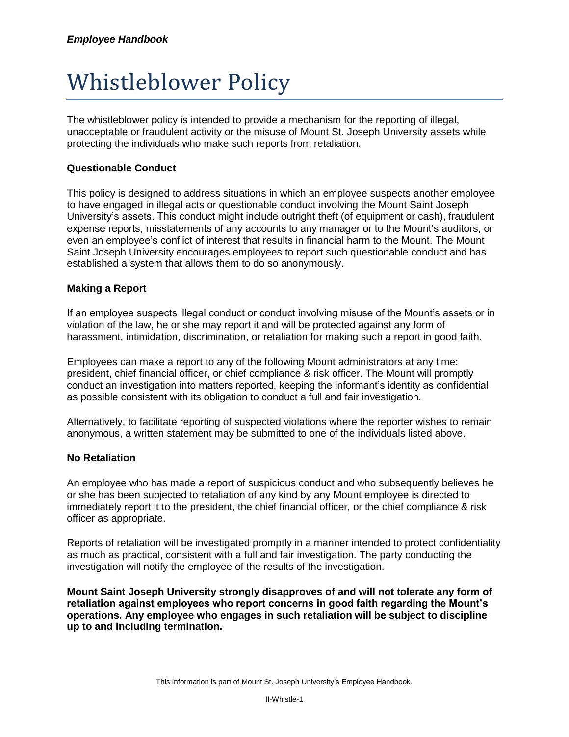# Whistleblower Policy

The whistleblower policy is intended to provide a mechanism for the reporting of illegal, unacceptable or fraudulent activity or the misuse of Mount St. Joseph University assets while protecting the individuals who make such reports from retaliation.

**Questionable Conduct**

This policy is designed to address situations in which an employee suspects another employee to have engaged in illegal acts or questionable conduct involving the Mount Saint Joseph University's assets. This conduct might include outright theft (of equipment or cash), fraudulent expense reports, misstatements of any accounts to any manager or to the Mount's auditors, or even an employee's conflict of interest that results in financial harm to the Mount. The Mount Saint Joseph University encourages employees to report such questionable conduct and has established a system that allows them to do so anonymously.

**Making a Report**

If an employee suspects illegal conduct or conduct involving misuse of the Mount's assets or in violation of the law, he or she may report it and will be protected against any form of harassment, intimidation, discrimination, or retaliation for making such a report in good faith.

Employees can make a report to any of the following Mount administrators at any time: president, chief financial officer, or chief compliance & risk officer. The Mount will promptly conduct an investigation into matters reported, keeping the informant's identity as confidential as possible consistent with its obligation to conduct a full and fair investigation.

Alternatively, to facilitate reporting of suspected violations where the reporter wishes to remain anonymous, a written statement may be submitted to one of the individuals listed above.

**No Retaliation**

An employee who has made a report of suspicious conduct and who subsequently believes he or she has been subjected to retaliation of any kind by any Mount employee is directed to immediately report it to the president, the chief financial officer, or the chief compliance & risk officer as appropriate.

Reports of retaliation will be investigated promptly in a manner intended to protect confidentiality as much as practical, consistent with a full and fair investigation. The party conducting the investigation will notify the employee of the results of the investigation.

**Mount Saint Joseph University strongly disapproves of and will not tolerate any form of retaliation against employees who report concerns in good faith regarding the Mount's operations. Any employee who engages in such retaliation will be subject to discipline up to and including termination.**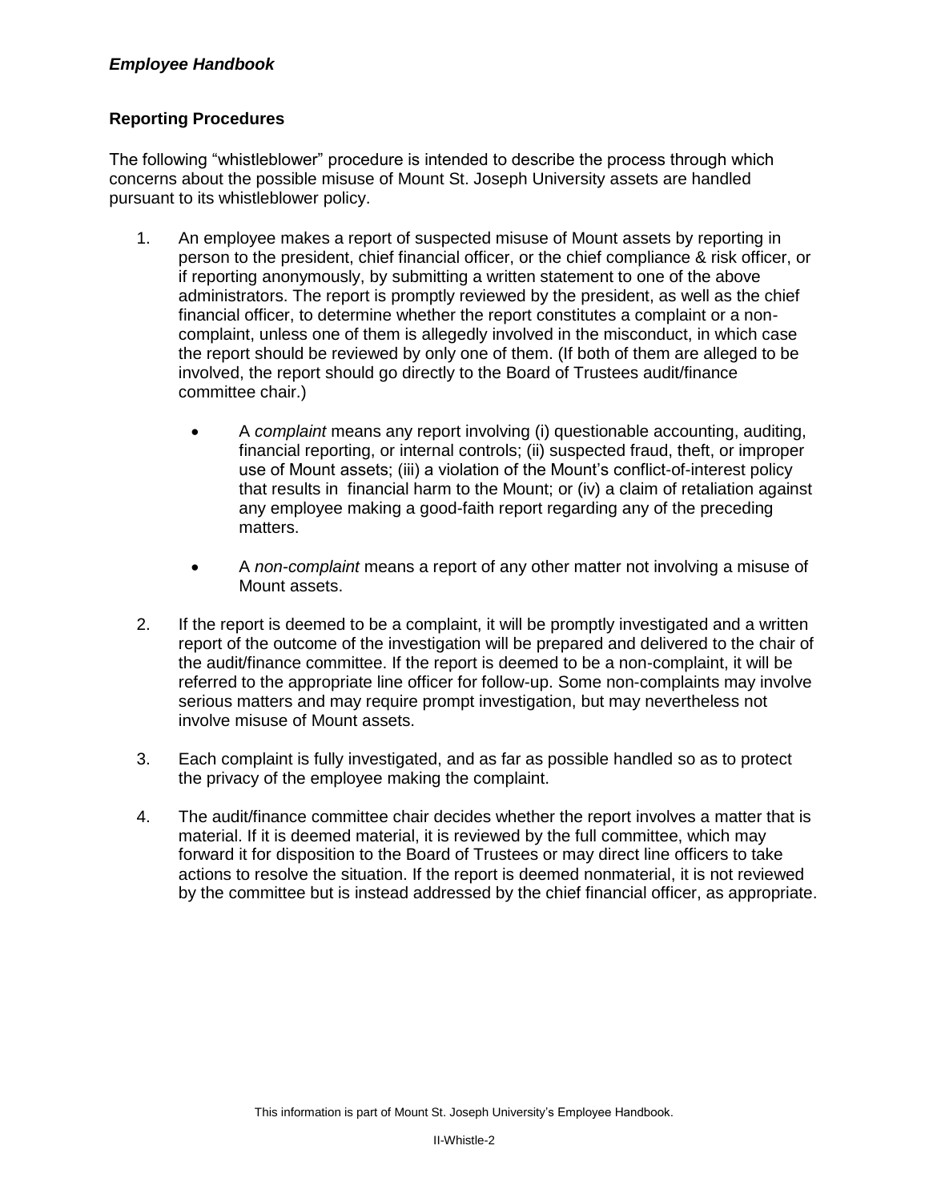## Reporting Procedures

The following "whistleblower" procedure is intended to describe the process through which concerns about the possible misuse of Mount St. Joseph University assets are handled pursuant to its whistleblower policy.

1. An employee makes a report of suspected misuse of Mount assets by reporting in person to the president, chief financial officer, or the chief compliance & risk officer, or if reporting anonymously, by submitting a written statement to one of the above administrators. The report is promptly reviewed by the president, as well as the chief financial officer, to determine whether the report constitutes a complaint or a non-complaint, unless one of them is allegedly involved in the misconduct, in which case the report should be reviewed by only one of them. (If both of them are alleged to be involved, the report should go directly to the Board of Trustees audit/finance committee chair.)

   - A *complaint* means any report involving (i) questionable accounting, auditing, financial reporting, or internal controls; (ii) suspected fraud, theft, or improper use of Mount assets; (iii) a violation of the Mount's conflict-of-interest policy that results in financial harm to the Mount; or (iv) a claim of retaliation against any employee making a good-faith report regarding any of the preceding matters.

   - A *non-complaint* means a report of any other matter not involving a misuse of Mount assets.

2. If the report is deemed to be a complaint, it will be promptly investigated and a written report of the outcome of the investigation will be prepared and delivered to the chair of the audit/finance committee. If the report is deemed to be a non-complaint, it will be referred to the appropriate line officer for follow-up. Some non-complaints may involve serious matters and may require prompt investigation, but may nevertheless not involve misuse of Mount assets.

3. Each complaint is fully investigated, and as far as possible handled so as to protect the privacy of the employee making the complaint.

4. The audit/finance committee chair decides whether the report involves a matter that is material. If it is deemed material, it is reviewed by the full committee, which may forward it for disposition to the Board of Trustees or may direct line officers to take actions to resolve the situation. If the report is deemed nonmaterial, it is not reviewed by the committee but is instead addressed by the chief financial officer, as appropriate.